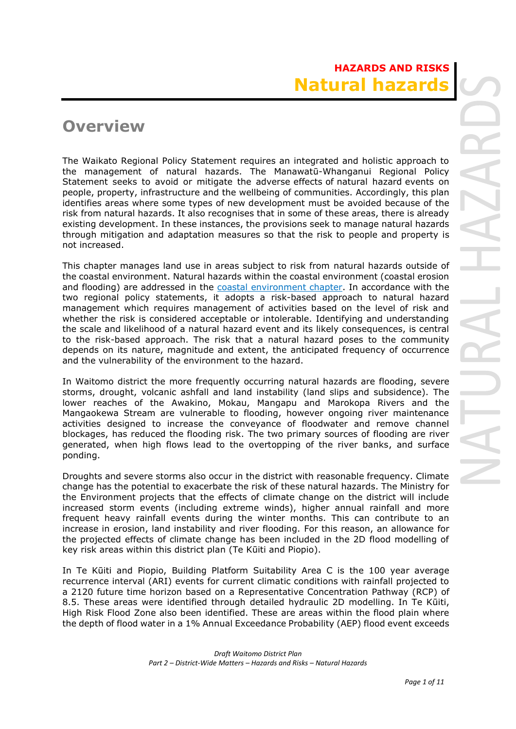# HAZARDS AND RISKS

# Natural hazards

## Overview

The Waikato Regional Policy Statement requires an integrated and holistic approach to the management of natural hazards. The Manawatū-Whanganui Regional Policy Statement seeks to avoid or mitigate the adverse effects of natural hazard events on people, property, infrastructure and the wellbeing of communities. Accordingly, this plan identifies areas where some types of new development must be avoided because of the risk from natural hazards. It also recognises that in some of these areas, there is already existing development. In these instances, the provisions seek to manage natural hazards through mitigation and adaptation measures so that the risk to people and property is not increased.

This chapter manages land use in areas subject to risk from natural hazards outside of the coastal environment. Natural hazards within the coastal environment (coastal erosion and flooding) are addressed in the [coastal environment chapter](). In accordance with the two regional policy statements, it adopts a risk-based approach to natural hazard management which requires management of activities based on the level of risk and whether the risk is considered acceptable or intolerable. Identifying and understanding the scale and likelihood of a natural hazard event and its likely consequences, is central to the risk-based approach. The risk that a natural hazard poses to the community depends on its nature, magnitude and extent, the anticipated frequency of occurrence and the vulnerability of the environment to the hazard.

In Waitomo district the more frequently occurring natural hazards are flooding, severe storms, drought, volcanic ashfall and land instability (land slips and subsidence). The lower reaches of the Awakino, Mokau, Mangapu and Marokopa Rivers and the Mangaokewa Stream are vulnerable to flooding, however ongoing river maintenance activities designed to increase the conveyance of floodwater and remove channel blockages, has reduced the flooding risk. The two primary sources of flooding are river generated, when high flows lead to the overtopping of the river banks, and surface ponding.

Droughts and severe storms also occur in the district with reasonable frequency. Climate change has the potential to exacerbate the risk of these natural hazards. The Ministry for the Environment projects that the effects of climate change on the district will include increased storm events (including extreme winds), higher annual rainfall and more frequent heavy rainfall events during the winter months. This can contribute to an increase in erosion, land instability and river flooding. For this reason, an allowance for the projected effects of climate change has been included in the 2D flood modelling of key risk areas within this district plan (Te Kūiti and Piopio).

In Te Kūiti and Piopio, Building Platform Suitability Area C is the 100 year average recurrence interval (ARI) events for current climatic conditions with rainfall projected to a 2120 future time horizon based on a Representative Concentration Pathway (RCP) of 8.5. These areas were identified through detailed hydraulic 2D modelling. In Te Kūiti, High Risk Flood Zone also been identified. These are areas within the flood plain where the depth of flood water in a 1% Annual Exceedance Probability (AEP) flood event exceeds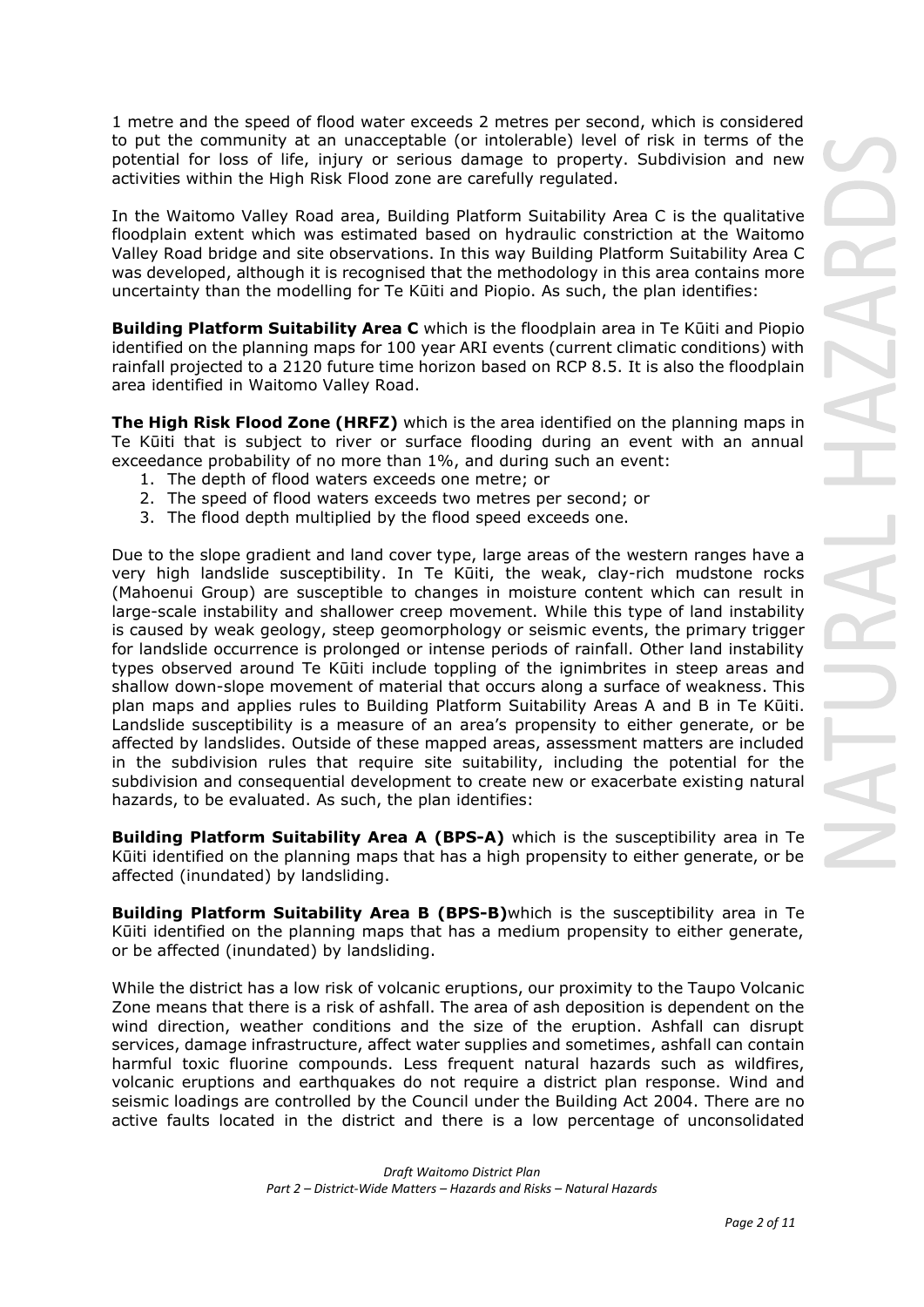1 metre and the speed of flood water exceeds 2 metres per second, which is considered to put the community at an unacceptable (or intolerable) level of risk in terms of the potential for loss of life, injury or serious damage to property. Subdivision and new activities within the High Risk Flood zone are carefully regulated.

In the Waitomo Valley Road area, Building Platform Suitability Area C is the qualitative floodplain extent which was estimated based on hydraulic constriction at the Waitomo Valley Road bridge and site observations. In this way Building Platform Suitability Area C was developed, although it is recognised that the methodology in this area contains more uncertainty than the modelling for Te Kūiti and Piopio. As such, the plan identifies:

**Building Platform Suitability Area C** which is the floodplain area in Te Kūiti and Piopio identified on the planning maps for 100 year ARI events (current climatic conditions) with rainfall projected to a 2120 future time horizon based on RCP 8.5. It is also the floodplain area identified in Waitomo Valley Road.

**The High Risk Flood Zone (HRFZ)** which is the area identified on the planning maps in Te Kūiti that is subject to river or surface flooding during an event with an annual exceedance probability of no more than 1%, and during such an event:

1. The depth of flood waters exceeds one metre; or
2. The speed of flood waters exceeds two metres per second; or
3. The flood depth multiplied by the flood speed exceeds one.

Due to the slope gradient and land cover type, large areas of the western ranges have a very high landslide susceptibility. In Te Kūiti, the weak, clay-rich mudstone rocks (Mahoenui Group) are susceptible to changes in moisture content which can result in large-scale instability and shallower creep movement. While this type of land instability is caused by weak geology, steep geomorphology or seismic events, the primary trigger for landslide occurrence is prolonged or intense periods of rainfall. Other land instability types observed around Te Kūiti include toppling of the ignimbrites in steep areas and shallow down-slope movement of material that occurs along a surface of weakness. This plan maps and applies rules to Building Platform Suitability Areas A and B in Te Kūiti. Landslide susceptibility is a measure of an area's propensity to either generate, or be affected by landslides. Outside of these mapped areas, assessment matters are included in the subdivision rules that require site suitability, including the potential for the subdivision and consequential development to create new or exacerbate existing natural hazards, to be evaluated. As such, the plan identifies:

**Building Platform Suitability Area A (BPS-A)** which is the susceptibility area in Te Kūiti identified on the planning maps that has a high propensity to either generate, or be affected (inundated) by landsliding.

**Building Platform Suitability Area B (BPS-B)** which is the susceptibility area in Te Kūiti identified on the planning maps that has a medium propensity to either generate, or be affected (inundated) by landsliding.

While the district has a low risk of volcanic eruptions, our proximity to the Taupo Volcanic Zone means that there is a risk of ashfall. The area of ash deposition is dependent on the wind direction, weather conditions and the size of the eruption. Ashfall can disrupt services, damage infrastructure, affect water supplies and sometimes, ashfall can contain harmful toxic fluorine compounds. Less frequent natural hazards such as wildfires, volcanic eruptions and earthquakes do not require a district plan response. Wind and seismic loadings are controlled by the Council under the Building Act 2004. There are no active faults located in the district and there is a low percentage of unconsolidated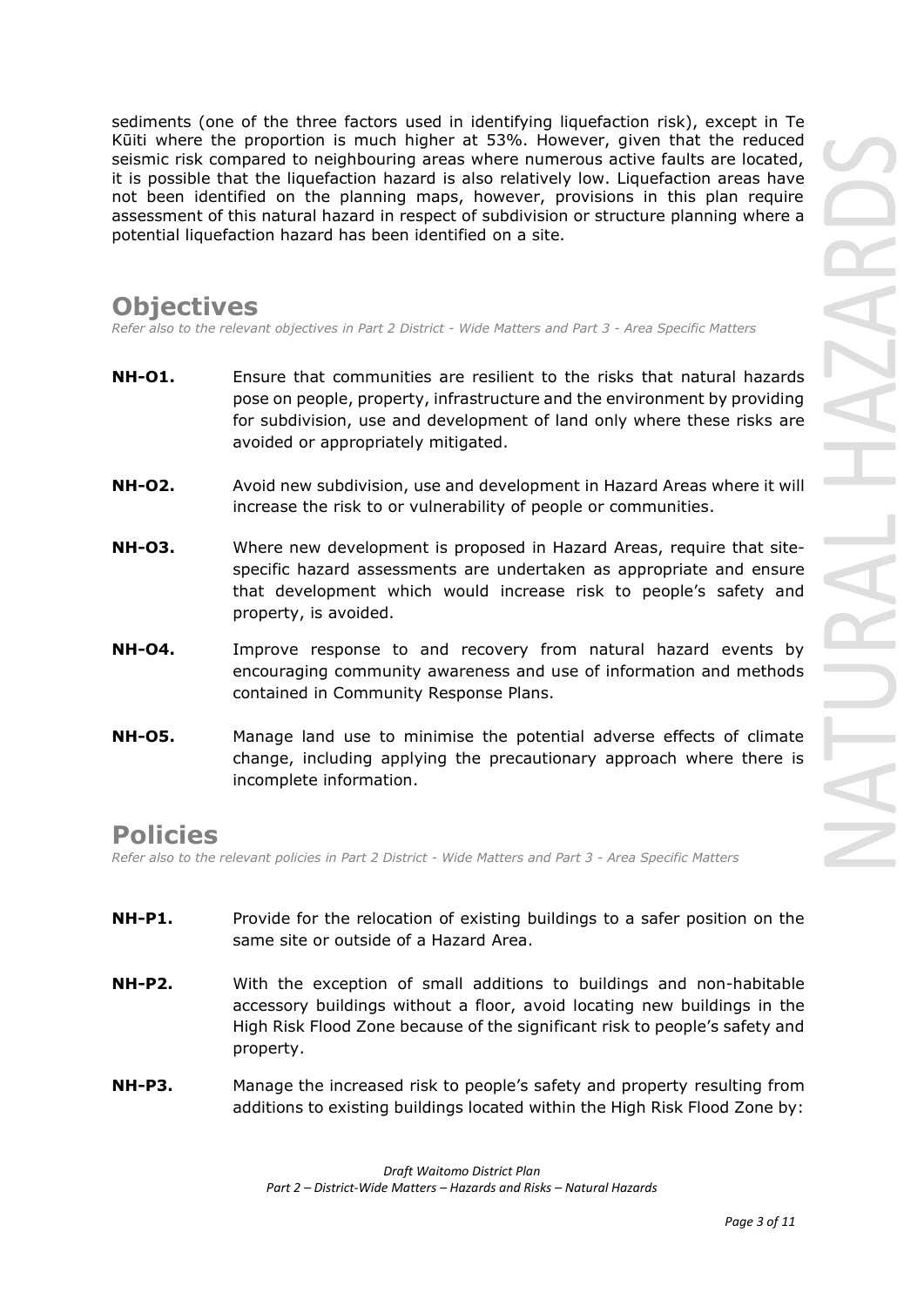sediments (one of the three factors used in identifying liquefaction risk), except in Te Kūiti where the proportion is much higher at 53%. However, given that the reduced seismic risk compared to neighbouring areas where numerous active faults are located, it is possible that the liquefaction hazard is also relatively low. Liquefaction areas have not been identified on the planning maps, however, provisions in this plan require assessment of this natural hazard in respect of subdivision or structure planning where a potential liquefaction hazard has been identified on a site.

## Objectives

*Refer also to the relevant objectives in Part 2 District - Wide Matters and Part 3 - Area Specific Matters*

**NH-O1.** Ensure that communities are resilient to the risks that natural hazards pose on people, property, infrastructure and the environment by providing for subdivision, use and development of land only where these risks are avoided or appropriately mitigated.

**NH-O2.** Avoid new subdivision, use and development in Hazard Areas where it will increase the risk to or vulnerability of people or communities.

**NH-O3.** Where new development is proposed in Hazard Areas, require that site-specific hazard assessments are undertaken as appropriate and ensure that development which would increase risk to people's safety and property, is avoided.

**NH-O4.** Improve response to and recovery from natural hazard events by encouraging community awareness and use of information and methods contained in Community Response Plans.

**NH-O5.** Manage land use to minimise the potential adverse effects of climate change, including applying the precautionary approach where there is incomplete information.

## Policies

*Refer also to the relevant policies in Part 2 District - Wide Matters and Part 3 - Area Specific Matters*

**NH-P1.** Provide for the relocation of existing buildings to a safer position on the same site or outside of a Hazard Area.

**NH-P2.** With the exception of small additions to buildings and non-habitable accessory buildings without a floor, avoid locating new buildings in the High Risk Flood Zone because of the significant risk to people's safety and property.

**NH-P3.** Manage the increased risk to people's safety and property resulting from additions to existing buildings located within the High Risk Flood Zone by: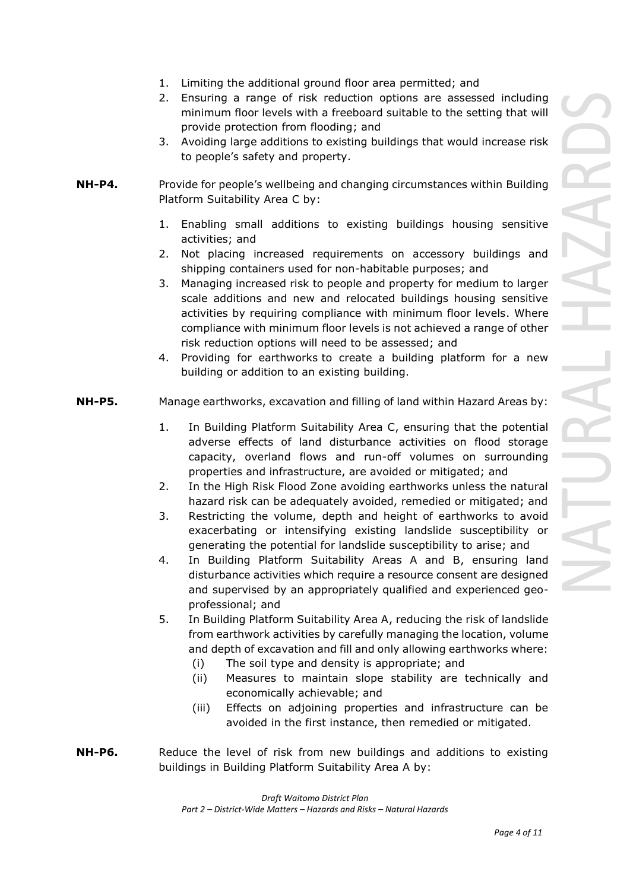1. Limiting the additional ground floor area permitted; and
2. Ensuring a range of risk reduction options are assessed including minimum floor levels with a freeboard suitable to the setting that will provide protection from flooding; and
3. Avoiding large additions to existing buildings that would increase risk to people's safety and property.

**NH-P4.** Provide for people's wellbeing and changing circumstances within Building Platform Suitability Area C by:

1. Enabling small additions to existing buildings housing sensitive activities; and
2. Not placing increased requirements on accessory buildings and shipping containers used for non-habitable purposes; and
3. Managing increased risk to people and property for medium to larger scale additions and new and relocated buildings housing sensitive activities by requiring compliance with minimum floor levels. Where compliance with minimum floor levels is not achieved a range of other risk reduction options will need to be assessed; and
4. Providing for earthworks to create a building platform for a new building or addition to an existing building.

**NH-P5.** Manage earthworks, excavation and filling of land within Hazard Areas by:

1. In Building Platform Suitability Area C, ensuring that the potential adverse effects of land disturbance activities on flood storage capacity, overland flows and run-off volumes on surrounding properties and infrastructure, are avoided or mitigated; and
2. In the High Risk Flood Zone avoiding earthworks unless the natural hazard risk can be adequately avoided, remedied or mitigated; and
3. Restricting the volume, depth and height of earthworks to avoid exacerbating or intensifying existing landslide susceptibility or generating the potential for landslide susceptibility to arise; and
4. In Building Platform Suitability Areas A and B, ensuring land disturbance activities which require a resource consent are designed and supervised by an appropriately qualified and experienced geo-professional; and
5. In Building Platform Suitability Area A, reducing the risk of landslide from earthwork activities by carefully managing the location, volume and depth of excavation and fill and only allowing earthworks where:
   (i) The soil type and density is appropriate; and
   (ii) Measures to maintain slope stability are technically and economically achievable; and
   (iii) Effects on adjoining properties and infrastructure can be avoided in the first instance, then remedied or mitigated.

**NH-P6.** Reduce the level of risk from new buildings and additions to existing buildings in Building Platform Suitability Area A by: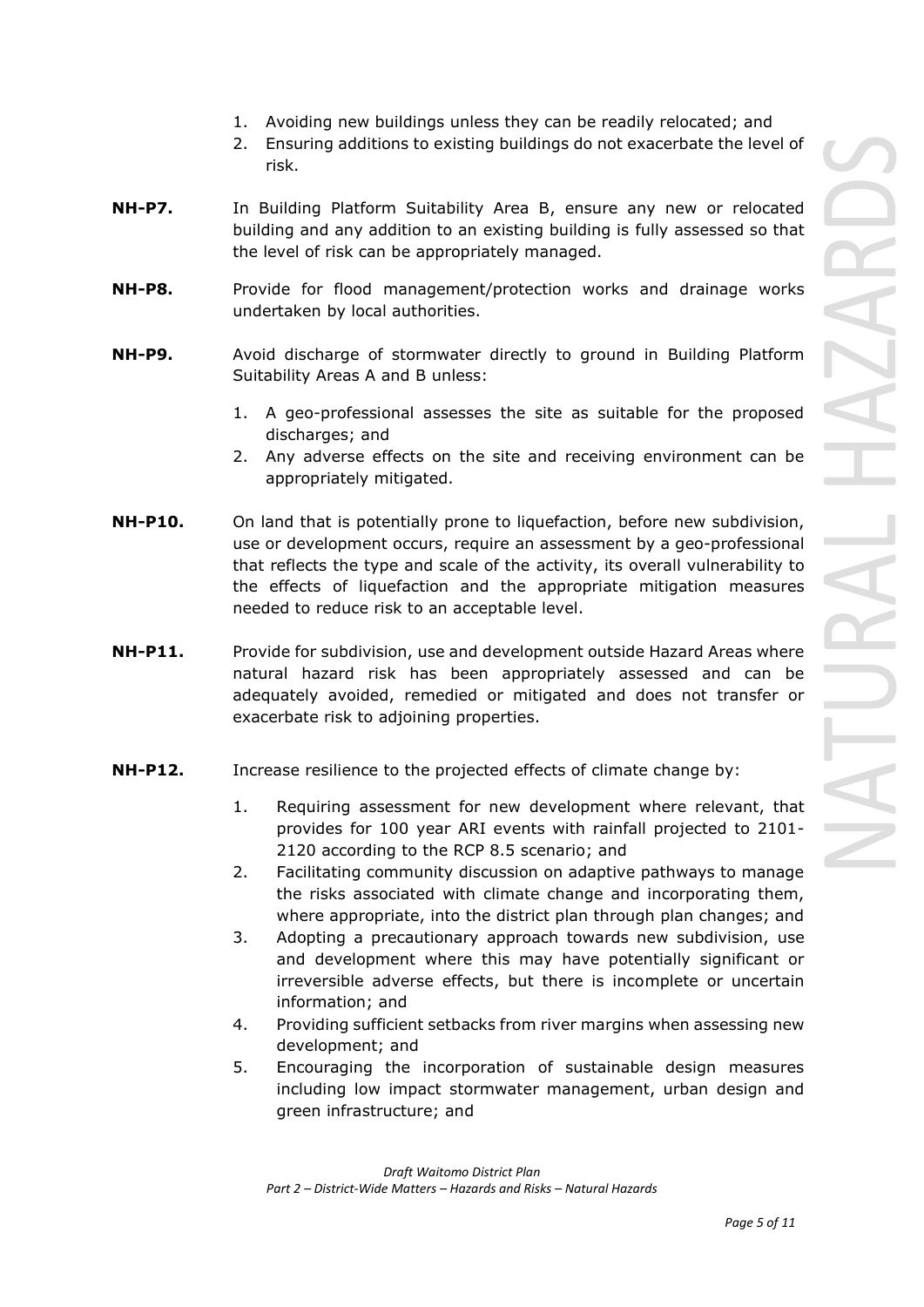1. Avoiding new buildings unless they can be readily relocated; and
2. Ensuring additions to existing buildings do not exacerbate the level of risk.

**NH-P7.** In Building Platform Suitability Area B, ensure any new or relocated building and any addition to an existing building is fully assessed so that the level of risk can be appropriately managed.

**NH-P8.** Provide for flood management/protection works and drainage works undertaken by local authorities.

**NH-P9.** Avoid discharge of stormwater directly to ground in Building Platform Suitability Areas A and B unless:

1. A geo-professional assesses the site as suitable for the proposed discharges; and
2. Any adverse effects on the site and receiving environment can be appropriately mitigated.

**NH-P10.** On land that is potentially prone to liquefaction, before new subdivision, use or development occurs, require an assessment by a geo-professional that reflects the type and scale of the activity, its overall vulnerability to the effects of liquefaction and the appropriate mitigation measures needed to reduce risk to an acceptable level.

**NH-P11.** Provide for subdivision, use and development outside Hazard Areas where natural hazard risk has been appropriately assessed and can be adequately avoided, remedied or mitigated and does not transfer or exacerbate risk to adjoining properties.

**NH-P12.** Increase resilience to the projected effects of climate change by:

1. Requiring assessment for new development where relevant, that provides for 100 year ARI events with rainfall projected to 2101-2120 according to the RCP 8.5 scenario; and
2. Facilitating community discussion on adaptive pathways to manage the risks associated with climate change and incorporating them, where appropriate, into the district plan through plan changes; and
3. Adopting a precautionary approach towards new subdivision, use and development where this may have potentially significant or irreversible adverse effects, but there is incomplete or uncertain information; and
4. Providing sufficient setbacks from river margins when assessing new development; and
5. Encouraging the incorporation of sustainable design measures including low impact stormwater management, urban design and green infrastructure; and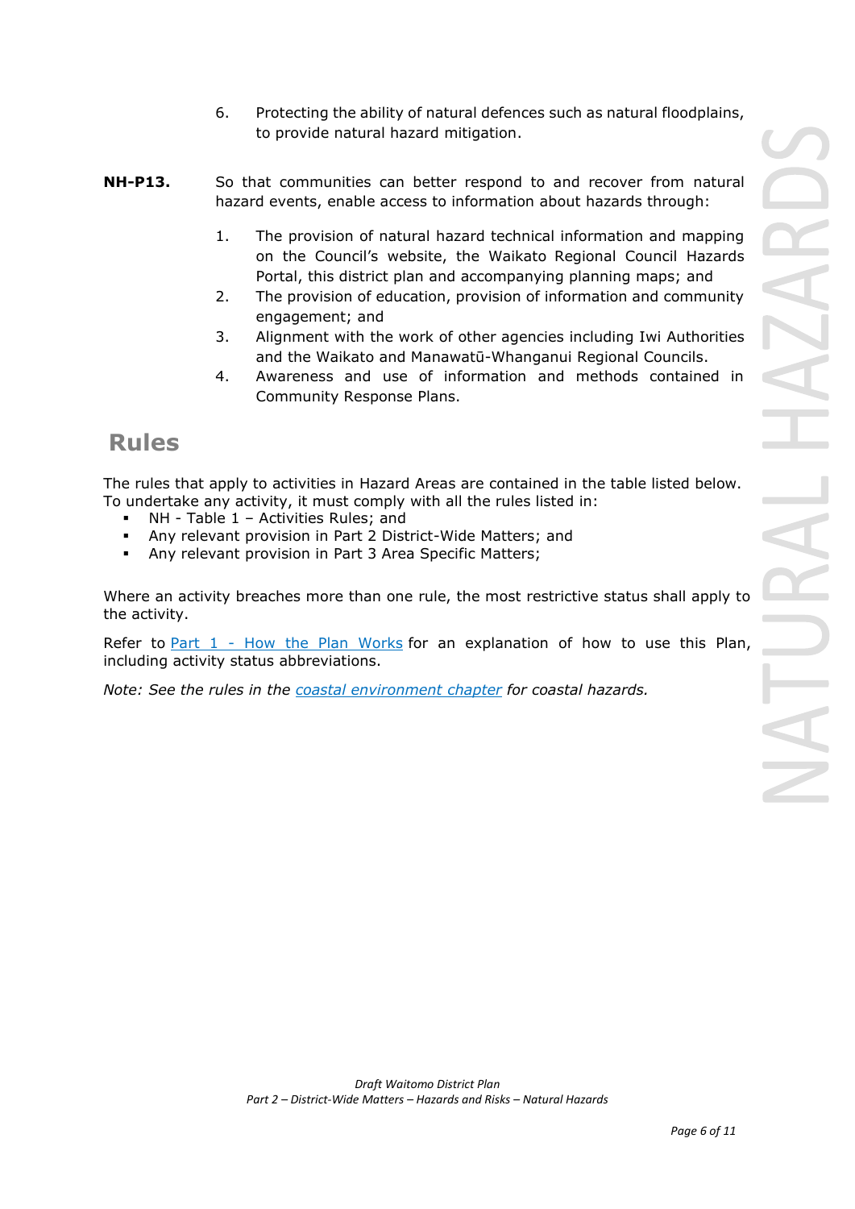6. Protecting the ability of natural defences such as natural floodplains, to provide natural hazard mitigation.

**NH-P13.** So that communities can better respond to and recover from natural hazard events, enable access to information about hazards through:

1. The provision of natural hazard technical information and mapping on the Council's website, the Waikato Regional Council Hazards Portal, this district plan and accompanying planning maps; and
2. The provision of education, provision of information and community engagement; and
3. Alignment with the work of other agencies including Iwi Authorities and the Waikato and Manawatū-Whanganui Regional Councils.
4. Awareness and use of information and methods contained in Community Response Plans.

## Rules

The rules that apply to activities in Hazard Areas are contained in the table listed below. To undertake any activity, it must comply with all the rules listed in:

- NH - Table 1 – Activities Rules; and
- Any relevant provision in Part 2 District-Wide Matters; and
- Any relevant provision in Part 3 Area Specific Matters;

Where an activity breaches more than one rule, the most restrictive status shall apply to the activity.

Refer to Part 1 - How the Plan Works for an explanation of how to use this Plan, including activity status abbreviations.

*Note: See the rules in the coastal environment chapter for coastal hazards.*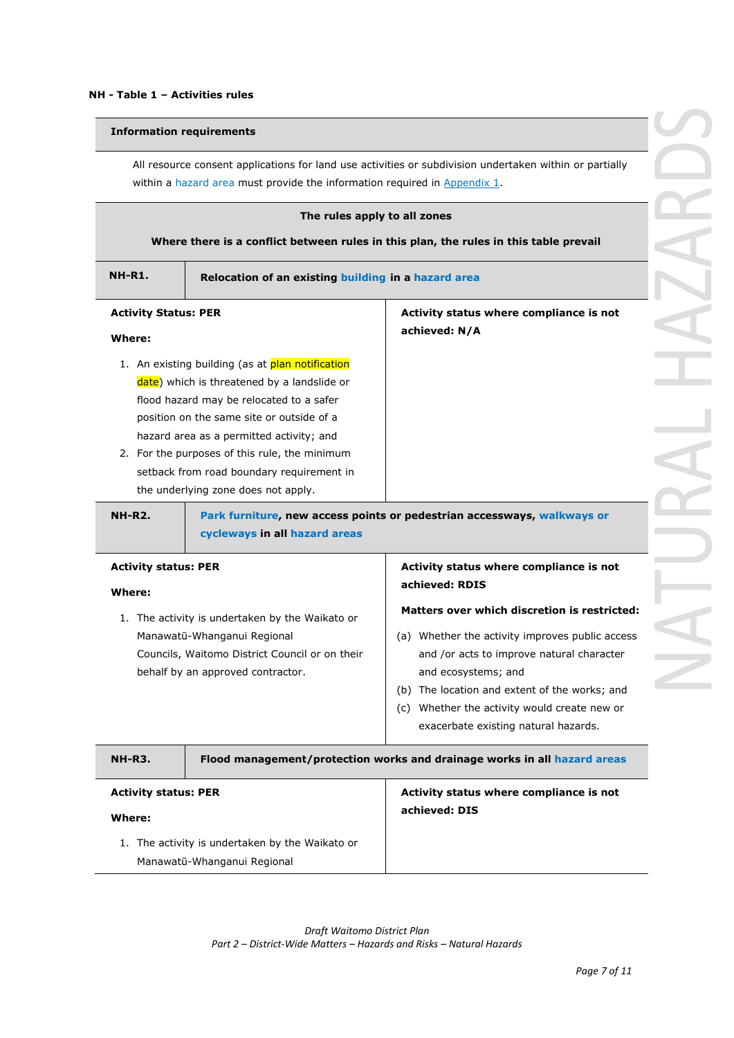**NH - Table 1 – Activities rules**

| Information requirements | |
|---|---|
| All resource consent applications for land use activities or subdivision undertaken within or partially within a hazard area must provide the information required in Appendix 1. | |
| **The rules apply to all zones** <br> **Where there is a conflict between rules in this plan, the rules in this table prevail** | |
| **NH-R1.** | **Relocation of an existing building in a hazard area** |
| **Activity Status: PER** <br> **Where:** <br> 1. An existing building (as at plan notification date) which is threatened by a landslide or flood hazard may be relocated to a safer position on the same site or outside of a hazard area as a permitted activity; and <br> 2. For the purposes of this rule, the minimum setback from road boundary requirement in the underlying zone does not apply. | **Activity status where compliance is not achieved: N/A** |
| **NH-R2.** | **Park furniture, new access points or pedestrian accessways, walkways or cycleways in all hazard areas** |
| **Activity status: PER** <br> **Where:** <br> 1. The activity is undertaken by the Waikato or Manawatū-Whanganui Regional Councils, Waitomo District Council or on their behalf by an approved contractor. | **Activity status where compliance is not achieved: RDIS** <br> **Matters over which discretion is restricted:** <br> (a) Whether the activity improves public access and /or acts to improve natural character and ecosystems; and <br> (b) The location and extent of the works; and <br> (c) Whether the activity would create new or exacerbate existing natural hazards. |
| **NH-R3.** | **Flood management/protection works and drainage works in all hazard areas** |
| **Activity status: PER** <br> **Where:** <br> 1. The activity is undertaken by the Waikato or Manawatū-Whanganui Regional | **Activity status where compliance is not achieved: DIS** |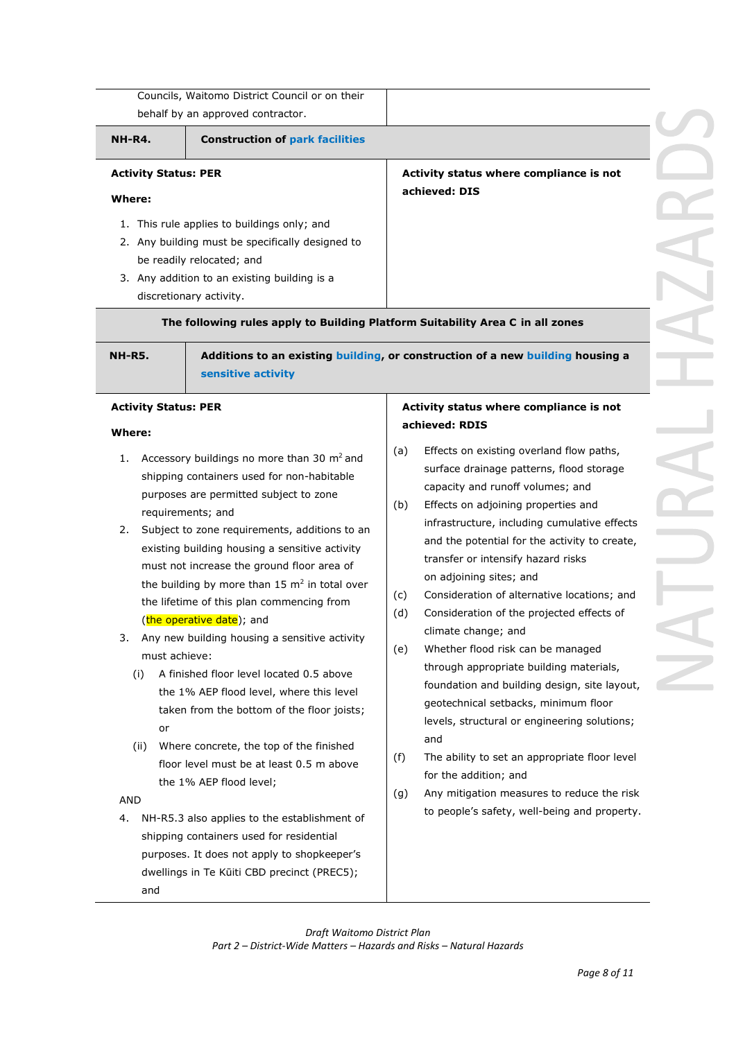| | |
|---|---|
| Councils, Waitomo District Council or on their behalf by an approved contractor. | |
| **NH-R4.** | **Construction of park facilities** |
| **Activity Status: PER**<br><br>**Where:**<br><br>1. This rule applies to buildings only; and<br>2. Any building must be specifically designed to be readily relocated; and<br>3. Any addition to an existing building is a discretionary activity. | **Activity status where compliance is not achieved: DIS** |
| **The following rules apply to Building Platform Suitability Area C in all zones** | |
| **NH-R5.** | **Additions to an existing building, or construction of a new building housing a sensitive activity** |
| **Activity Status: PER**<br><br>**Where:**<br><br>1. Accessory buildings no more than 30 $m^2$ and shipping containers used for non-habitable purposes are permitted subject to zone requirements; and<br>2. Subject to zone requirements, additions to an existing building housing a sensitive activity must not increase the ground floor area of the building by more than 15 $m^2$ in total over the lifetime of this plan commencing from (the operative date); and<br>3. Any new building housing a sensitive activity must achieve:<br>(i) A finished floor level located 0.5 above the 1% AEP flood level, where this level taken from the bottom of the floor joists; or<br>(ii) Where concrete, the top of the finished floor level must be at least 0.5 m above the 1% AEP flood level;<br><br>AND<br><br>4. NH-R5.3 also applies to the establishment of shipping containers used for residential purposes. It does not apply to shopkeeper's dwellings in Te Kūiti CBD precinct (PREC5); and | **Activity status where compliance is not achieved: RDIS**<br><br>(a) Effects on existing overland flow paths, surface drainage patterns, flood storage capacity and runoff volumes; and<br>(b) Effects on adjoining properties and infrastructure, including cumulative effects and the potential for the activity to create, transfer or intensify hazard risks on adjoining sites; and<br>(c) Consideration of alternative locations; and<br>(d) Consideration of the projected effects of climate change; and<br>(e) Whether flood risk can be managed through appropriate building materials, foundation and building design, site layout, geotechnical setbacks, minimum floor levels, structural or engineering solutions; and<br>(f) The ability to set an appropriate floor level for the addition; and<br>(g) Any mitigation measures to reduce the risk to people's safety, well-being and property. |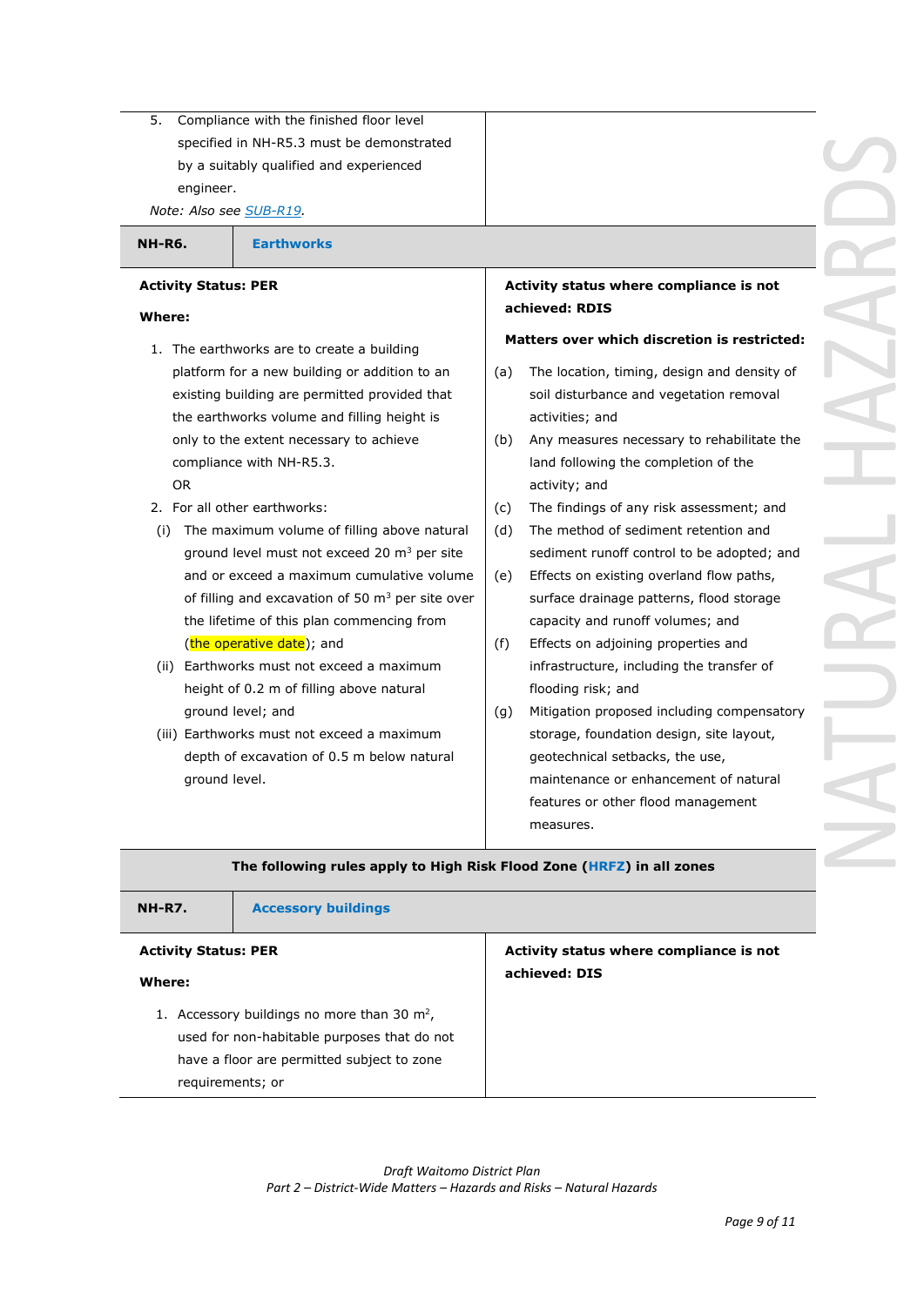| | |
|---|---|
| 5. Compliance with the finished floor level specified in NH-R5.3 must be demonstrated by a suitably qualified and experienced engineer.<br>*Note: Also see SUB-R19.* | |

| **NH-R6.** | **Earthworks** |
|---|---|
| **Activity Status: PER**<br><br>**Where:**<br><br>1. The earthworks are to create a building platform for a new building or addition to an existing building are permitted provided that the earthworks volume and filling height is only to the extent necessary to achieve compliance with NH-R5.3.<br>OR<br>2. For all other earthworks:<br>(i) The maximum volume of filling above natural ground level must not exceed 20 $m^3$ per site and or exceed a maximum cumulative volume of filling and excavation of 50 $m^3$ per site over the lifetime of this plan commencing from (the operative date); and<br>(ii) Earthworks must not exceed a maximum height of 0.2 m of filling above natural ground level; and<br>(iii) Earthworks must not exceed a maximum depth of excavation of 0.5 m below natural ground level. | **Activity status where compliance is not achieved: RDIS**<br><br>**Matters over which discretion is restricted:**<br><br>(a) The location, timing, design and density of soil disturbance and vegetation removal activities; and<br>(b) Any measures necessary to rehabilitate the land following the completion of the activity; and<br>(c) The findings of any risk assessment; and<br>(d) The method of sediment retention and sediment runoff control to be adopted; and<br>(e) Effects on existing overland flow paths, surface drainage patterns, flood storage capacity and runoff volumes; and<br>(f) Effects on adjoining properties and infrastructure, including the transfer of flooding risk; and<br>(g) Mitigation proposed including compensatory storage, foundation design, site layout, geotechnical setbacks, the use, maintenance or enhancement of natural features or other flood management measures. |

**The following rules apply to High Risk Flood Zone (HRFZ) in all zones**

| **NH-R7.** | **Accessory buildings** |
|---|---|
| **Activity Status: PER**<br><br>**Where:**<br><br>1. Accessory buildings no more than 30 $m^2$, used for non-habitable purposes that do not have a floor are permitted subject to zone requirements; or | **Activity status where compliance is not achieved: DIS** |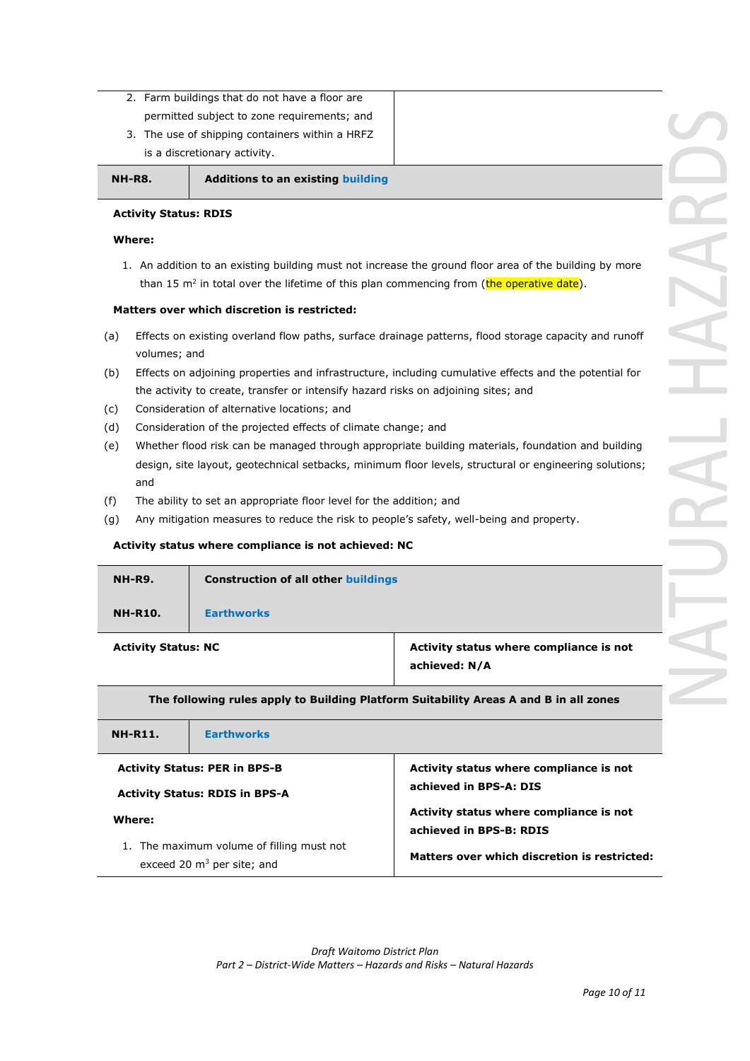| | |
|---|---|
| 2. Farm buildings that do not have a floor are permitted subject to zone requirements; and<br>3. The use of shipping containers within a HRFZ is a discretionary activity. | |

| **NH-R8.** | **Additions to an existing building** |
|---|---|

**Activity Status: RDIS**

**Where:**

1. An addition to an existing building must not increase the ground floor area of the building by more than 15 $m^2$ in total over the lifetime of this plan commencing from (the operative date).

**Matters over which discretion is restricted:**

(a) Effects on existing overland flow paths, surface drainage patterns, flood storage capacity and runoff volumes; and

(b) Effects on adjoining properties and infrastructure, including cumulative effects and the potential for the activity to create, transfer or intensify hazard risks on adjoining sites; and

(c) Consideration of alternative locations; and

(d) Consideration of the projected effects of climate change; and

(e) Whether flood risk can be managed through appropriate building materials, foundation and building design, site layout, geotechnical setbacks, minimum floor levels, structural or engineering solutions; and

(f) The ability to set an appropriate floor level for the addition; and

(g) Any mitigation measures to reduce the risk to people's safety, well-being and property.

**Activity status where compliance is not achieved: NC**

| **NH-R9.** | **Construction of all other buildings** |
|---|---|
| **NH-R10.** | **Earthworks** |

| **Activity Status: NC** | **Activity status where compliance is not achieved: N/A** |
|---|---|

**The following rules apply to Building Platform Suitability Areas A and B in all zones**

| **NH-R11.** | **Earthworks** |
|---|---|

| | |
|---|---|
| **Activity Status: PER in BPS-B**<br>**Activity Status: RDIS in BPS-A**<br>**Where:**<br>1. The maximum volume of filling must not exceed 20 $m^3$ per site; and | **Activity status where compliance is not achieved in BPS-A: DIS**<br>**Activity status where compliance is not achieved in BPS-B: RDIS**<br>**Matters over which discretion is restricted:** |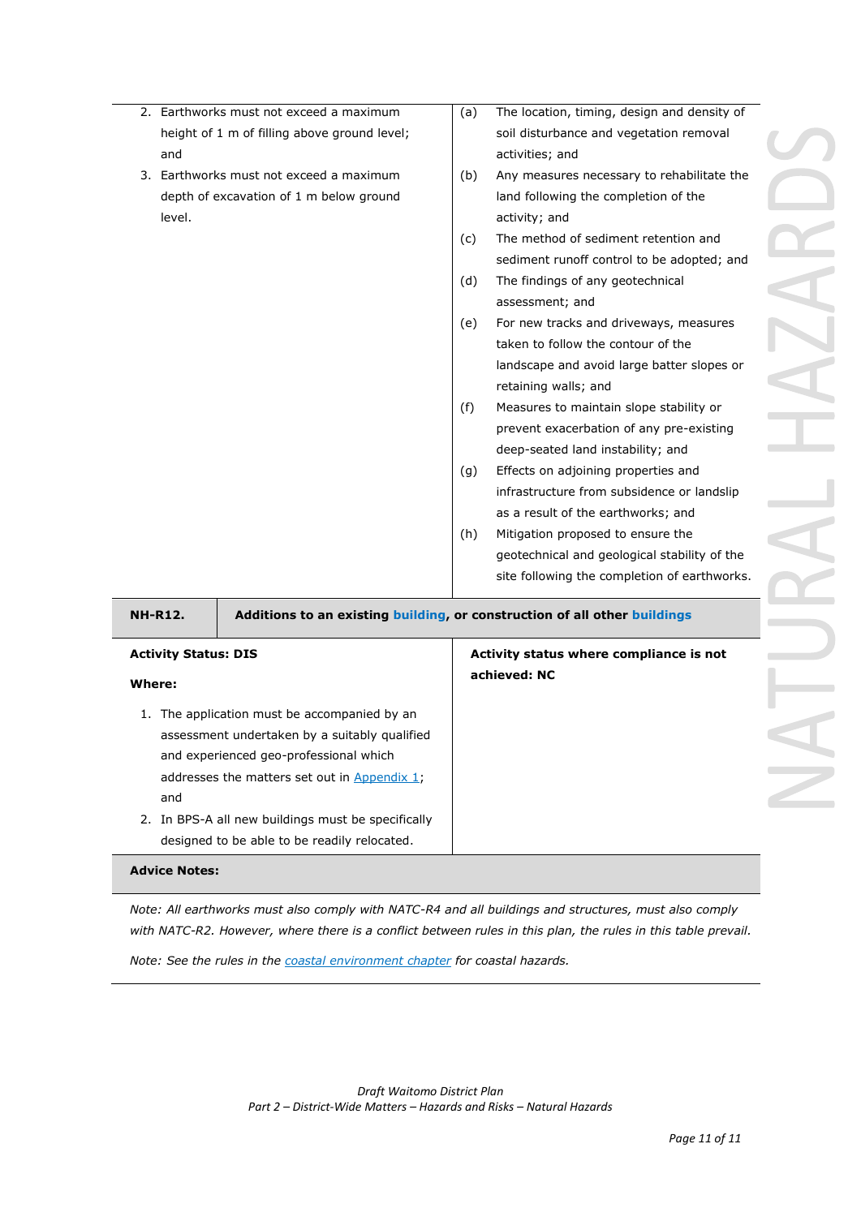| | |
|---|---|
| 2. Earthworks must not exceed a maximum height of 1 m of filling above ground level; and<br>3. Earthworks must not exceed a maximum depth of excavation of 1 m below ground level. | (a) The location, timing, design and density of soil disturbance and vegetation removal activities; and<br>(b) Any measures necessary to rehabilitate the land following the completion of the activity; and<br>(c) The method of sediment retention and sediment runoff control to be adopted; and<br>(d) The findings of any geotechnical assessment; and<br>(e) For new tracks and driveways, measures taken to follow the contour of the landscape and avoid large batter slopes or retaining walls; and<br>(f) Measures to maintain slope stability or prevent exacerbation of any pre-existing deep-seated land instability; and<br>(g) Effects on adjoining properties and infrastructure from subsidence or landslip as a result of the earthworks; and<br>(h) Mitigation proposed to ensure the geotechnical and geological stability of the site following the completion of earthworks. |
| **NH-R12.** | **Additions to an existing building, or construction of all other buildings** |
| **Activity Status: DIS**<br><br>**Where:**<br><br>1. The application must be accompanied by an assessment undertaken by a suitably qualified and experienced geo-professional which addresses the matters set out in Appendix 1; and<br>2. In BPS-A all new buildings must be specifically designed to be able to be readily relocated. | **Activity status where compliance is not achieved: NC** |
| **Advice Notes:** | |

*Note: All earthworks must also comply with NATC-R4 and all buildings and structures, must also comply with NATC-R2. However, where there is a conflict between rules in this plan, the rules in this table prevail.*

*Note: See the rules in the coastal environment chapter for coastal hazards.*